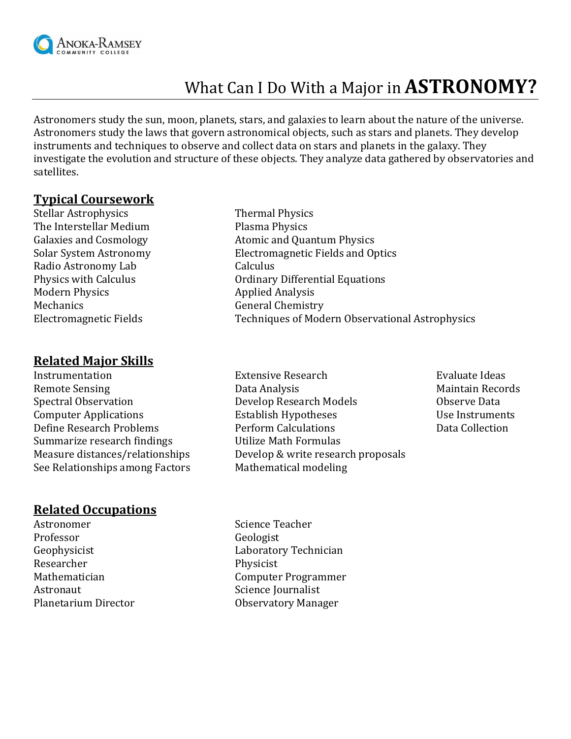# What Can I Do With a Major in **ASTRONOMY?**

Astronomers study the sun, moon, planets, stars, and galaxies to learn about the nature of the universe. Astronomers study the laws that govern astronomical objects, such as stars and planets. They develop instruments and techniques to observe and collect data on stars and planets in the galaxy. They investigate the evolution and structure of these objects. They analyze data gathered by observatories and satellites.

## Typical Coursework

- Stellar Astrophysics
- The Interstellar Medium
- Galaxies and Cosmology
- Solar System Astronomy
- Radio Astronomy Lab
- Physics with Calculus
- Modern Physics
- Mechanics
- Electromagnetic Fields
- Thermal Physics
- Plasma Physics
- Atomic and Quantum Physics
- Electromagnetic Fields and Optics
- Calculus
- Ordinary Differential Equations
- Applied Analysis
- General Chemistry
- Techniques of Modern Observational Astrophysics

## Related Major Skills

- Instrumentation
- Remote Sensing
- Spectral Observation
- Computer Applications
- Define Research Problems
- Summarize research findings
- Measure distances/relationships
- See Relationships among Factors
- Extensive Research
- Data Analysis
- Develop Research Models
- Establish Hypotheses
- Perform Calculations
- Utilize Math Formulas
- Develop & write research proposals
- Mathematical modeling
- Evaluate Ideas
- Maintain Records
- Observe Data
- Use Instruments
- Data Collection

## Related Occupations

- Astronomer
- Professor
- Geophysicist
- Researcher
- Mathematician
- Astronaut
- Planetarium Director
- Science Teacher
- Geologist
- Laboratory Technician
- Physicist
- Computer Programmer
- Science Journalist
- Observatory Manager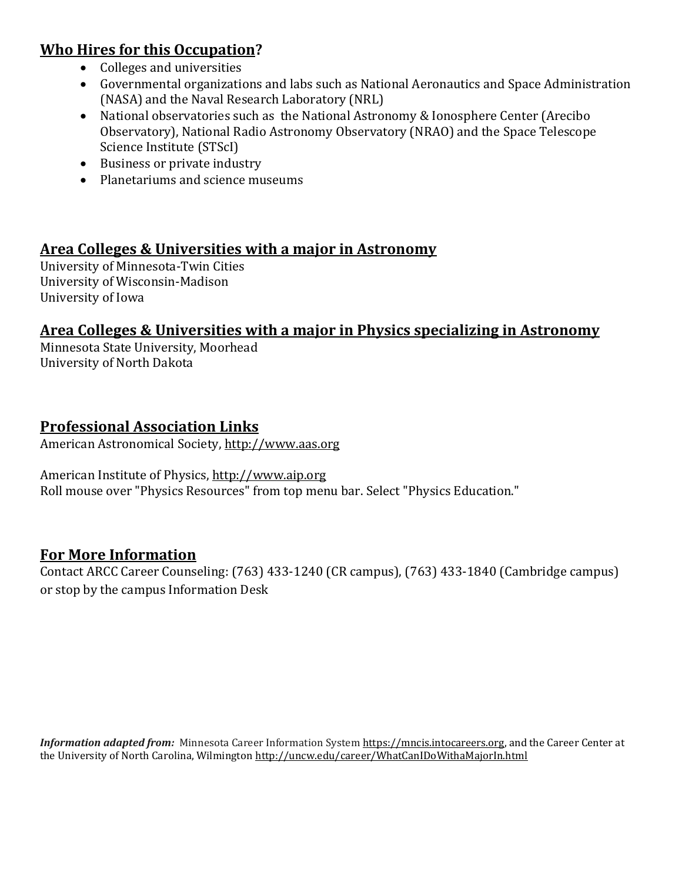## **Who Hires for this Occupation?**

- Colleges and universities
- Governmental organizations and labs such as National Aeronautics and Space Administration (NASA) and the Naval Research Laboratory (NRL)
- National observatories such as the National Astronomy & Ionosphere Center (Arecibo Observatory), National Radio Astronomy Observatory (NRAO) and the Space Telescope Science Institute (STScI)
- Business or private industry
- Planetariums and science museums

## **Area Colleges & Universities with a major in Astronomy**

University of Minnesota-Twin Cities
University of Wisconsin-Madison
University of Iowa

## **Area Colleges & Universities with a major in Physics specializing in Astronomy**

Minnesota State University, Moorhead
University of North Dakota

## **Professional Association Links**

American Astronomical Society, http://www.aas.org

American Institute of Physics, http://www.aip.org
Roll mouse over "Physics Resources" from top menu bar. Select "Physics Education."

## **For More Information**

Contact ARCC Career Counseling: (763) 433-1240 (CR campus), (763) 433-1840 (Cambridge campus) or stop by the campus Information Desk

***Information adapted from:*** Minnesota Career Information System https://mncis.intocareers.org, and the Career Center at the University of North Carolina, Wilmington http://uncw.edu/career/WhatCanIDoWithaMajorIn.html